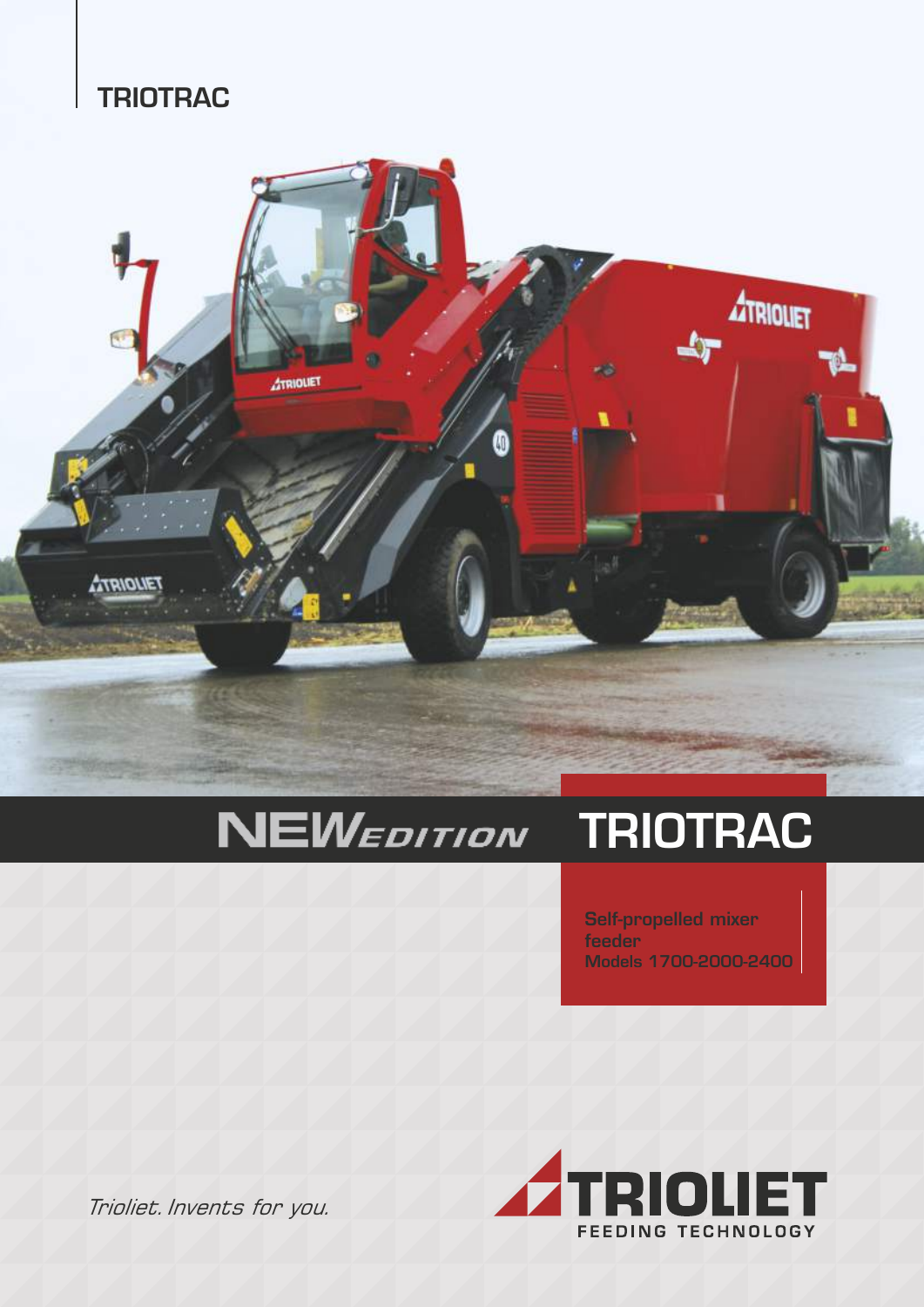TRIOTRAC

# NEW EDITION TRIOTRAC

**Self-propelled mixer feeder**
**Models 1700-2000-2400**

*Trioliet. Invents for you.*

TRIOLIET
FEEDING TECHNOLOGY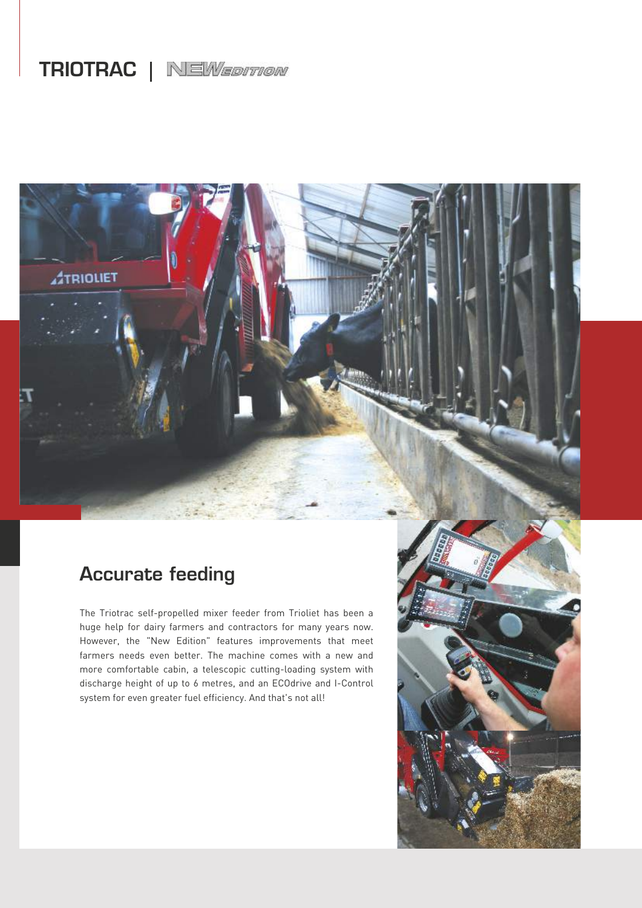# TRIOTRAC | NEW EDITION

## Accurate feeding

The Triotrac self-propelled mixer feeder from Trioliet has been a huge help for dairy farmers and contractors for many years now. However, the "New Edition" features improvements that meet farmers needs even better. The machine comes with a new and more comfortable cabin, a telescopic cutting-loading system with discharge height of up to 6 metres, and an ECOdrive and I-Control system for even greater fuel efficiency. And that's not all!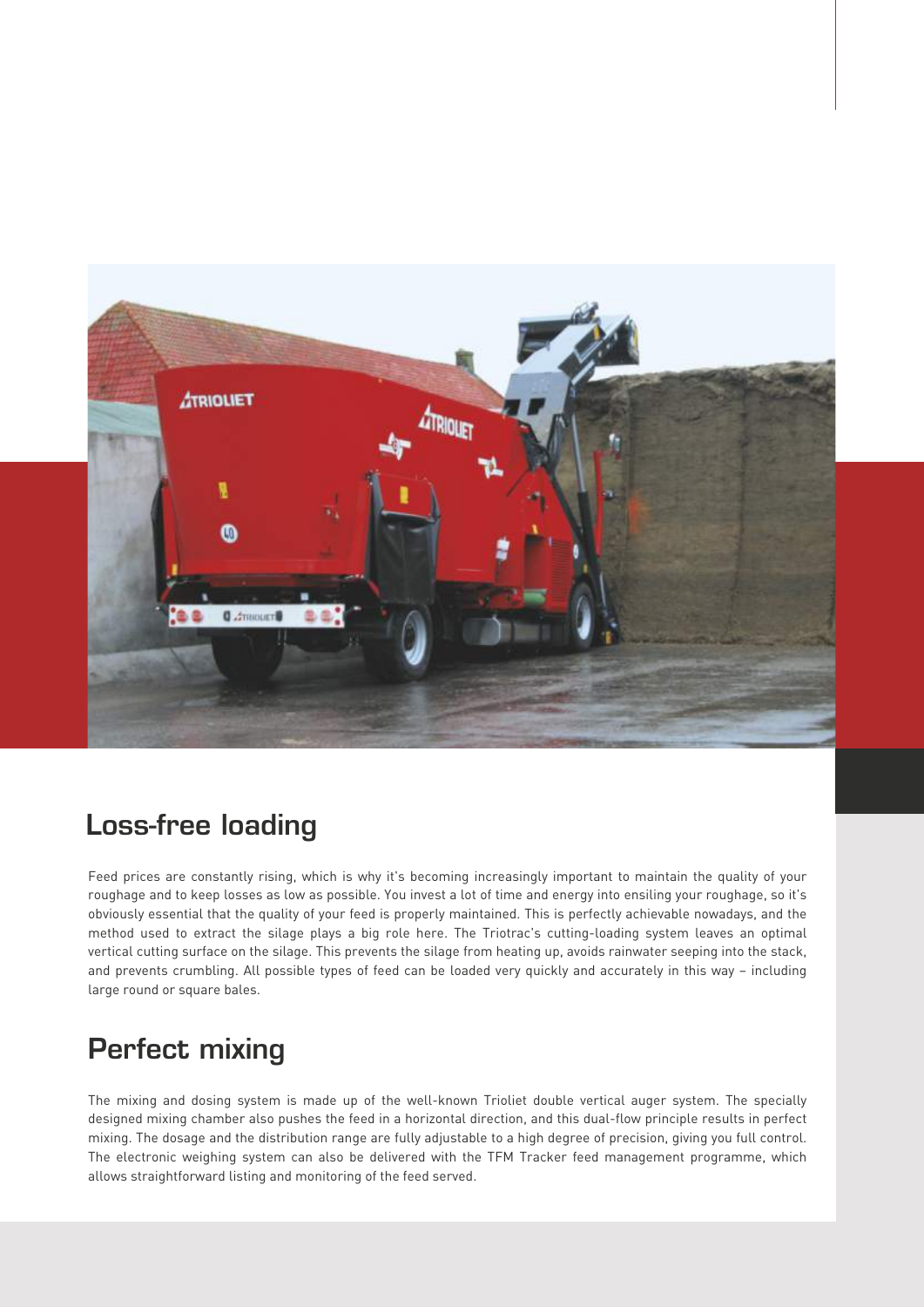## Loss-free loading

Feed prices are constantly rising, which is why it's becoming increasingly important to maintain the quality of your roughage and to keep losses as low as possible. You invest a lot of time and energy into ensiling your roughage, so it's obviously essential that the quality of your feed is properly maintained. This is perfectly achievable nowadays, and the method used to extract the silage plays a big role here. The Triotrac's cutting-loading system leaves an optimal vertical cutting surface on the silage. This prevents the silage from heating up, avoids rainwater seeping into the stack, and prevents crumbling. All possible types of feed can be loaded very quickly and accurately in this way – including large round or square bales.

## Perfect mixing

The mixing and dosing system is made up of the well-known Trioliet double vertical auger system. The specially designed mixing chamber also pushes the feed in a horizontal direction, and this dual-flow principle results in perfect mixing. The dosage and the distribution range are fully adjustable to a high degree of precision, giving you full control. The electronic weighing system can also be delivered with the TFM Tracker feed management programme, which allows straightforward listing and monitoring of the feed served.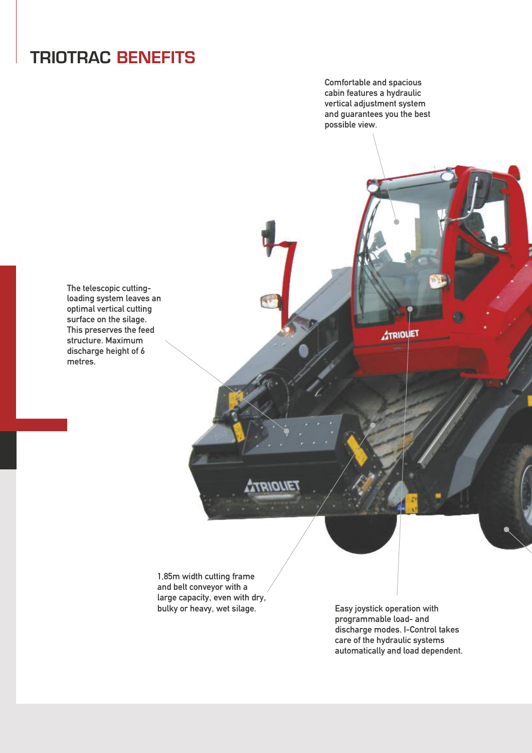# TRIOTRAC BENEFITS

Comfortable and spacious cabin features a hydraulic vertical adjustment system and guarantees you the best possible view.

The telescopic cutting-loading system leaves an optimal vertical cutting surface on the silage. This preserves the feed structure. Maximum discharge height of 6 metres.

1,85m width cutting frame and belt conveyor with a large capacity, even with dry, bulky or heavy, wet silage.

Easy joystick operation with programmable load- and discharge modes. I-Control takes care of the hydraulic systems automatically and load dependent.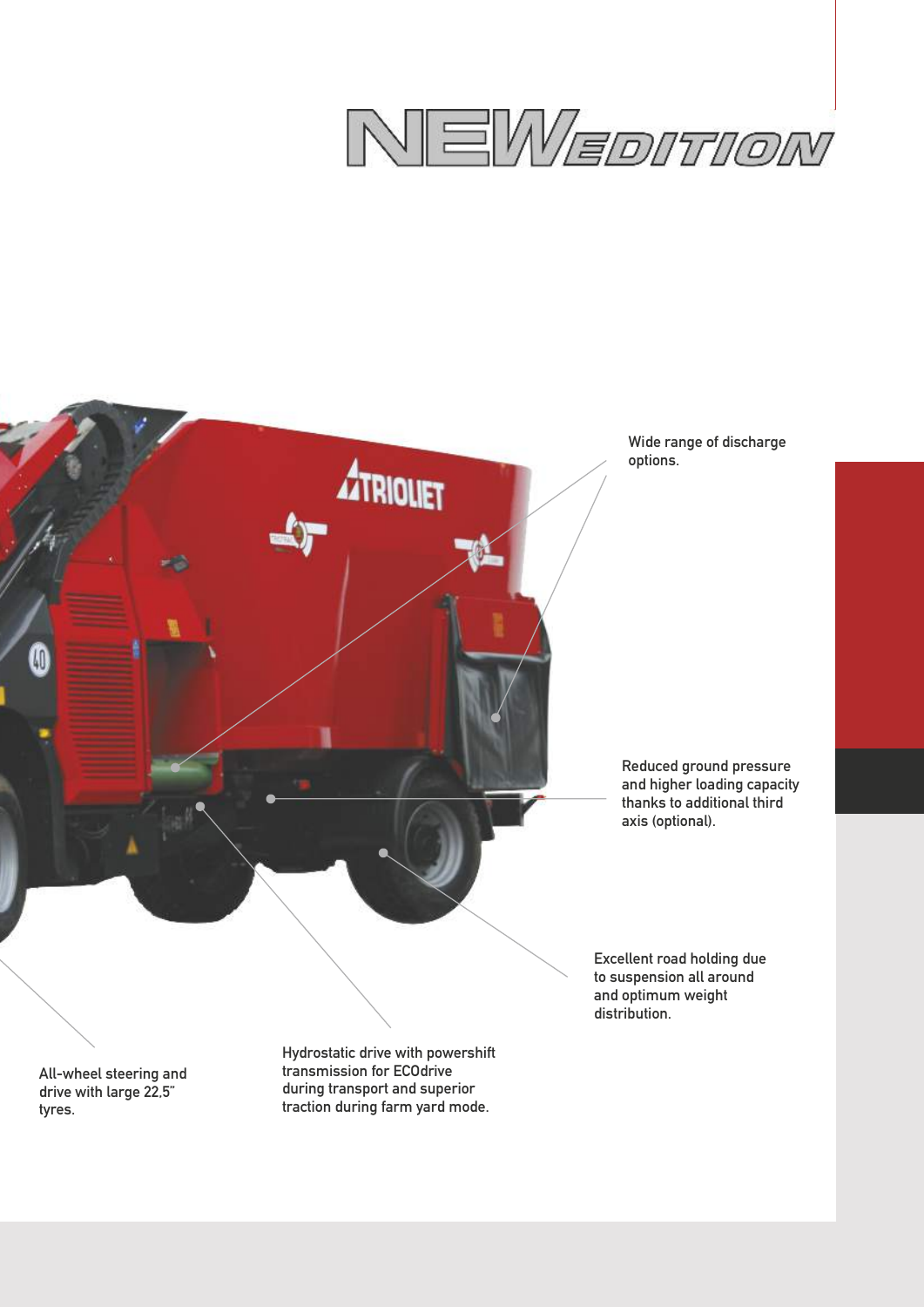# NEW EDITION

Wide range of discharge options.

Reduced ground pressure and higher loading capacity thanks to additional third axis (optional).

Excellent road holding due to suspension all around and optimum weight distribution.

All-wheel steering and drive with large 22,5" tyres.

Hydrostatic drive with powershift transmission for ECOdrive during transport and superior traction during farm yard mode.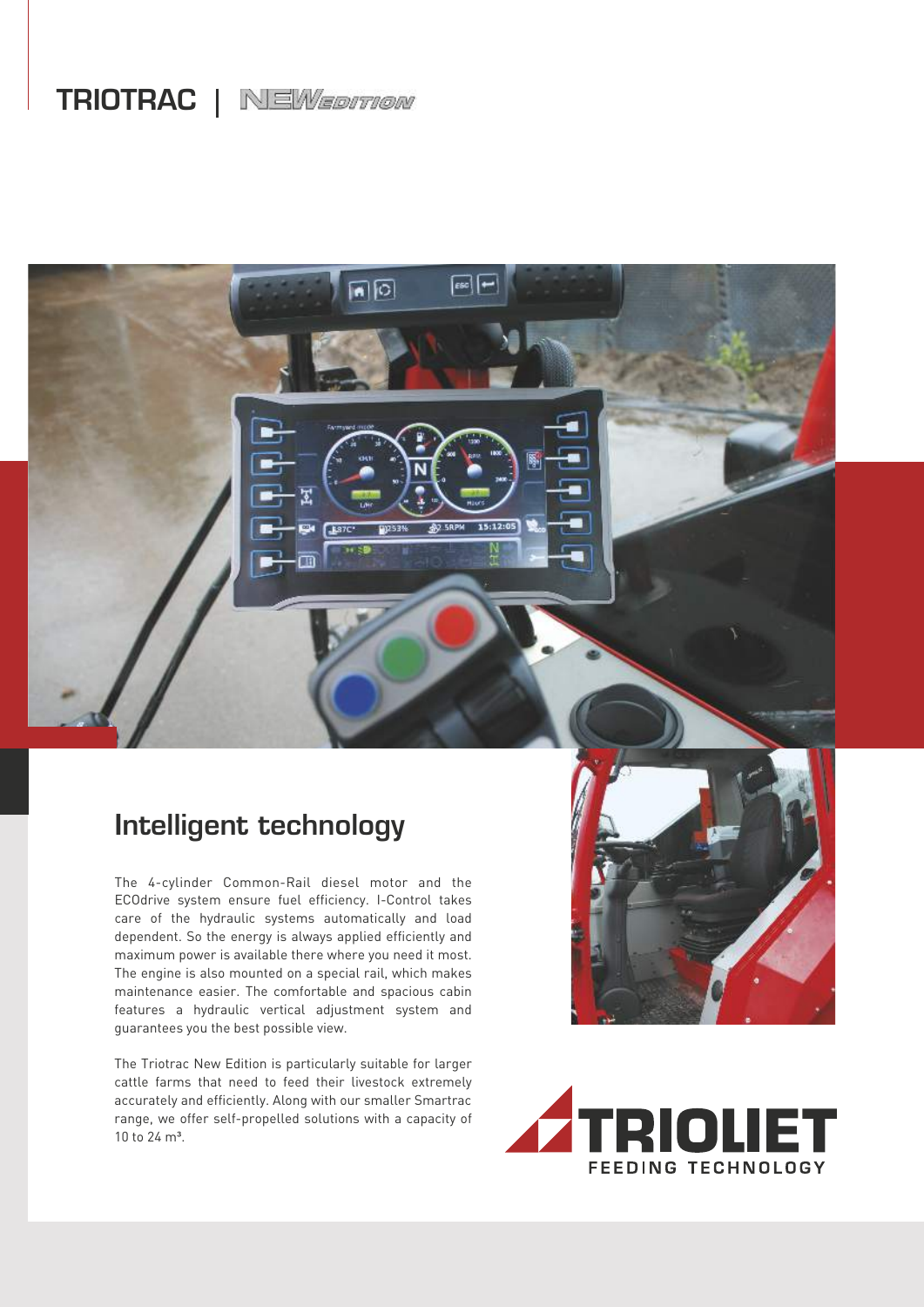TRIOTRAC | NEW EDITION

## Intelligent technology

The 4-cylinder Common-Rail diesel motor and the ECOdrive system ensure fuel efficiency. I-Control takes care of the hydraulic systems automatically and load dependent. So the energy is always applied efficiently and maximum power is available there where you need it most. The engine is also mounted on a special rail, which makes maintenance easier. The comfortable and spacious cabin features a hydraulic vertical adjustment system and guarantees you the best possible view.

The Triotrac New Edition is particularly suitable for larger cattle farms that need to feed their livestock extremely accurately and efficiently. Along with our smaller Smartrac range, we offer self-propelled solutions with a capacity of 10 to 24 m³.

TRIOLIET FEEDING TECHNOLOGY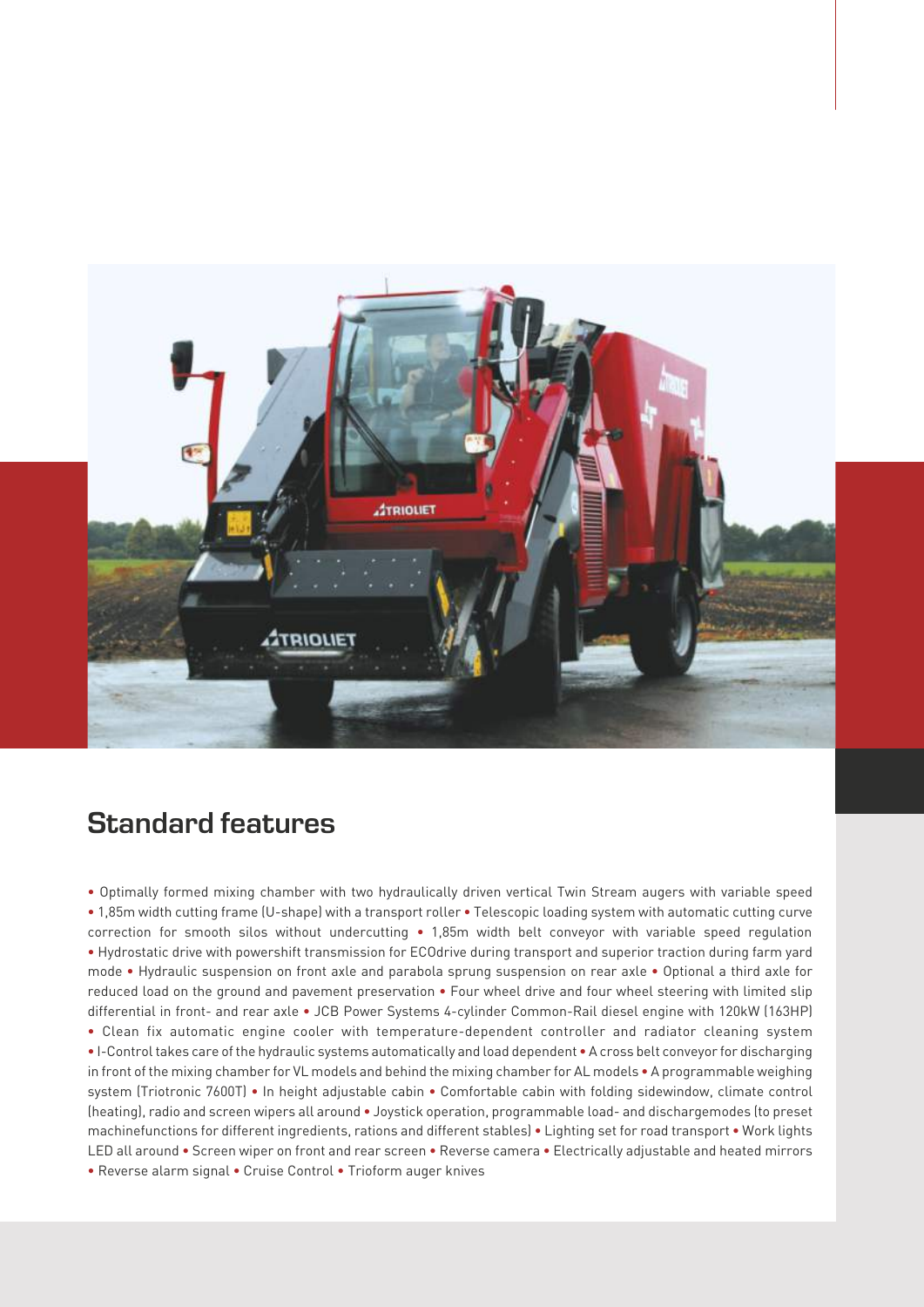## Standard features

• Optimally formed mixing chamber with two hydraulically driven vertical Twin Stream augers with variable speed • 1,85m width cutting frame (U-shape) with a transport roller • Telescopic loading system with automatic cutting curve correction for smooth silos without undercutting • 1,85m width belt conveyor with variable speed regulation • Hydrostatic drive with powershift transmission for ECOdrive during transport and superior traction during farm yard mode • Hydraulic suspension on front axle and parabola sprung suspension on rear axle • Optional a third axle for reduced load on the ground and pavement preservation • Four wheel drive and four wheel steering with limited slip differential in front- and rear axle • JCB Power Systems 4-cylinder Common-Rail diesel engine with 120kW (163HP) • Clean fix automatic engine cooler with temperature-dependent controller and radiator cleaning system • I-Control takes care of the hydraulic systems automatically and load dependent • A cross belt conveyor for discharging in front of the mixing chamber for VL models and behind the mixing chamber for AL models • A programmable weighing system (Triotronic 7600T) • In height adjustable cabin • Comfortable cabin with folding sidewindow, climate control (heating), radio and screen wipers all around • Joystick operation, programmable load- and dischargemodes (to preset machinefunctions for different ingredients, rations and different stables) • Lighting set for road transport • Work lights LED all around • Screen wiper on front and rear screen • Reverse camera • Electrically adjustable and heated mirrors • Reverse alarm signal • Cruise Control • Trioform auger knives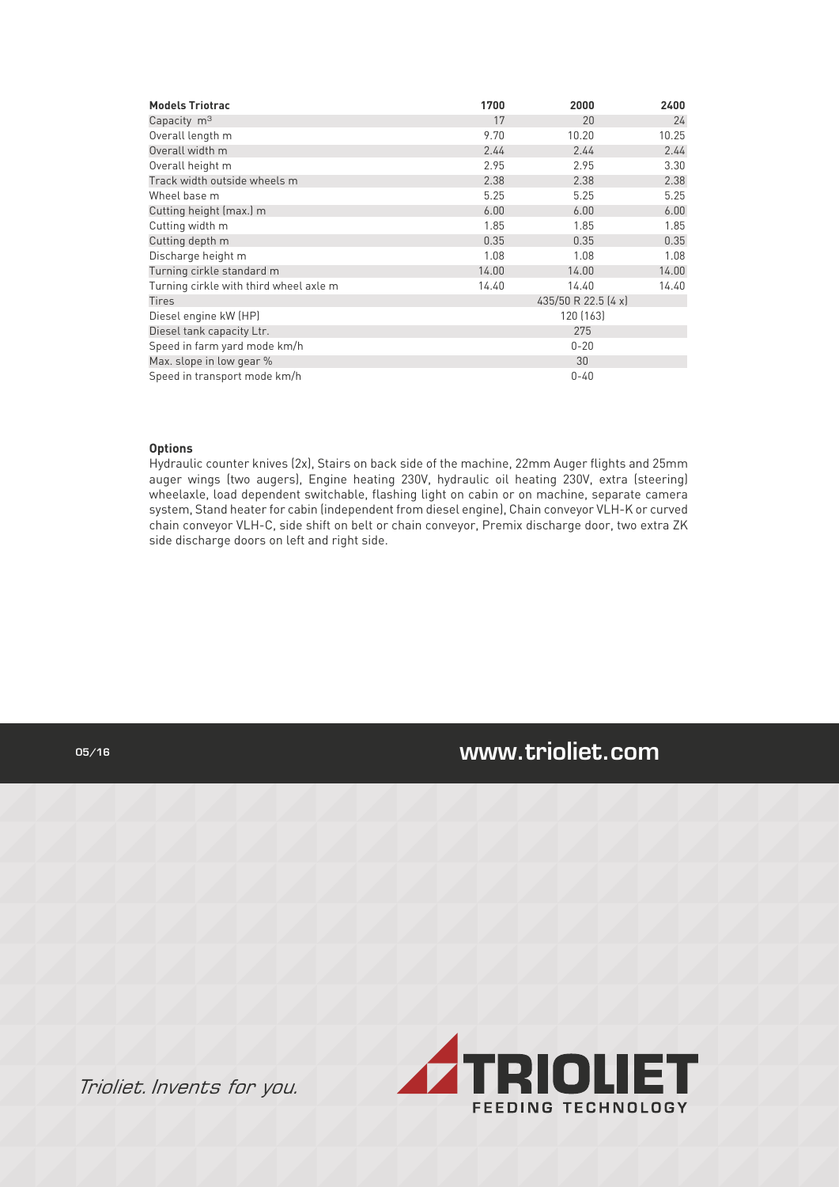| Models Triotrac | 1700 | 2000 | 2400 |
|---|---|---|---|
| Capacity m³ | 17 | 20 | 24 |
| Overall length m | 9.70 | 10.20 | 10.25 |
| Overall width m | 2.44 | 2.44 | 2.44 |
| Overall height m | 2.95 | 2.95 | 3.30 |
| Track width outside wheels m | 2.38 | 2.38 | 2.38 |
| Wheel base m | 5.25 | 5.25 | 5.25 |
| Cutting height (max.) m | 6.00 | 6.00 | 6.00 |
| Cutting width m | 1.85 | 1.85 | 1.85 |
| Cutting depth m | 0.35 | 0.35 | 0.35 |
| Discharge height m | 1.08 | 1.08 | 1.08 |
| Turning cirkle standard m | 14.00 | 14.00 | 14.00 |
| Turning cirkle with third wheel axle m | 14.40 | 14.40 | 14.40 |
| Tires | | 435/50 R 22.5 (4 x) | |
| Diesel engine kW (HP) | | 120 (163) | |
| Diesel tank capacity Ltr. | | 275 | |
| Speed in farm yard mode km/h | | 0-20 | |
| Max. slope in low gear % | | 30 | |
| Speed in transport mode km/h | | 0-40 | |

**Options**

Hydraulic counter knives (2x), Stairs on back side of the machine, 22mm Auger flights and 25mm auger wings (two augers), Engine heating 230V, hydraulic oil heating 230V, extra (steering) wheelaxle, load dependent switchable, flashing light on cabin or on machine, separate camera system, Stand heater for cabin (independent from diesel engine), Chain conveyor VLH-K or curved chain conveyor VLH-C, side shift on belt or chain conveyor, Premix discharge door, two extra ZK side discharge doors on left and right side.

05/16

www.trioliet.com

*Trioliet. Invents for you.*

TRIOLIET FEEDING TECHNOLOGY